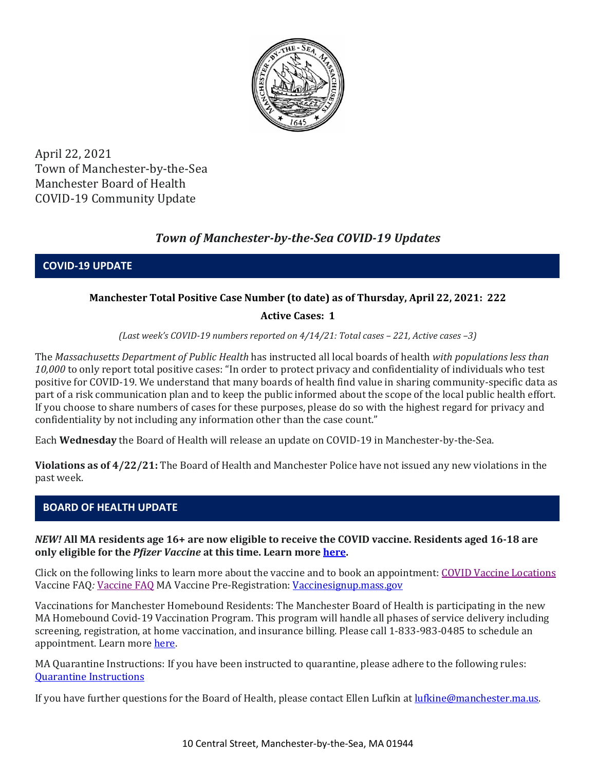April 22, 2021
Town of Manchester-by-the-Sea
Manchester Board of Health
COVID-19 Community Update

## *Town of Manchester-by-the-Sea COVID-19 Updates*

## COVID-19 UPDATE

**Manchester Total Positive Case Number (to date) as of Thursday, April 22, 2021: 222**

**Active Cases: 1**

*(Last week's COVID-19 numbers reported on 4/14/21: Total cases – 221, Active cases –3)*

The *Massachusetts Department of Public Health* has instructed all local boards of health *with populations less than 10,000* to only report total positive cases: "In order to protect privacy and confidentiality of individuals who test positive for COVID-19. We understand that many boards of health find value in sharing community-specific data as part of a risk communication plan and to keep the public informed about the scope of the local public health effort. If you choose to share numbers of cases for these purposes, please do so with the highest regard for privacy and confidentiality by not including any information other than the case count."

Each **Wednesday** the Board of Health will release an update on COVID-19 in Manchester-by-the-Sea.

**Violations as of 4/22/21:** The Board of Health and Manchester Police have not issued any new violations in the past week.

## BOARD OF HEALTH UPDATE

***NEW!* All MA residents age 16+ are now eligible to receive the COVID vaccine. Residents aged 16-18 are only eligible for the *Pfizer Vaccine* at this time. Learn more here.**

Click on the following links to learn more about the vaccine and to book an appointment: COVID Vaccine Locations Vaccine FAQ*:* Vaccine FAQ MA Vaccine Pre-Registration: Vaccinesignup.mass.gov

Vaccinations for Manchester Homebound Residents: The Manchester Board of Health is participating in the new MA Homebound Covid-19 Vaccination Program. This program will handle all phases of service delivery including screening, registration, at home vaccination, and insurance billing. Please call 1-833-983-0485 to schedule an appointment. Learn more here.

MA Quarantine Instructions: If you have been instructed to quarantine, please adhere to the following rules: Quarantine Instructions

If you have further questions for the Board of Health, please contact Ellen Lufkin at lufkine@manchester.ma.us.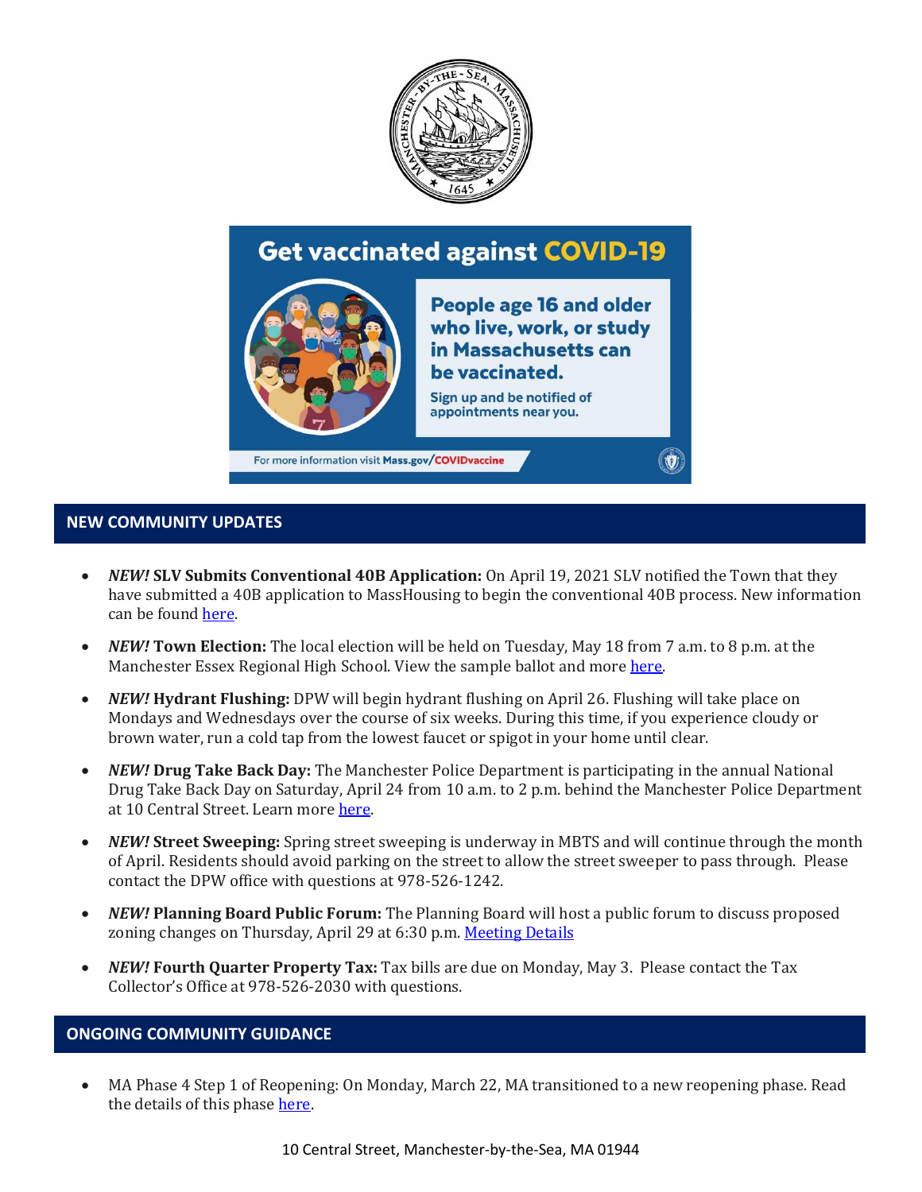## NEW COMMUNITY UPDATES

- ***NEW!* SLV Submits Conventional 40B Application:** On April 19, 2021 SLV notified the Town that they have submitted a 40B application to MassHousing to begin the conventional 40B process. New information can be found here.
- ***NEW!* Town Election:** The local election will be held on Tuesday, May 18 from 7 a.m. to 8 p.m. at the Manchester Essex Regional High School. View the sample ballot and more here.
- ***NEW!* Hydrant Flushing:** DPW will begin hydrant flushing on April 26. Flushing will take place on Mondays and Wednesdays over the course of six weeks. During this time, if you experience cloudy or brown water, run a cold tap from the lowest faucet or spigot in your home until clear.
- ***NEW!* Drug Take Back Day:** The Manchester Police Department is participating in the annual National Drug Take Back Day on Saturday, April 24 from 10 a.m. to 2 p.m. behind the Manchester Police Department at 10 Central Street. Learn more here.
- ***NEW!* Street Sweeping:** Spring street sweeping is underway in MBTS and will continue through the month of April. Residents should avoid parking on the street to allow the street sweeper to pass through. Please contact the DPW office with questions at 978-526-1242.
- ***NEW!* Planning Board Public Forum:** The Planning Board will host a public forum to discuss proposed zoning changes on Thursday, April 29 at 6:30 p.m. Meeting Details
- ***NEW!* Fourth Quarter Property Tax:** Tax bills are due on Monday, May 3. Please contact the Tax Collector's Office at 978-526-2030 with questions.

## ONGOING COMMUNITY GUIDANCE

- MA Phase 4 Step 1 of Reopening: On Monday, March 22, MA transitioned to a new reopening phase. Read the details of this phase here.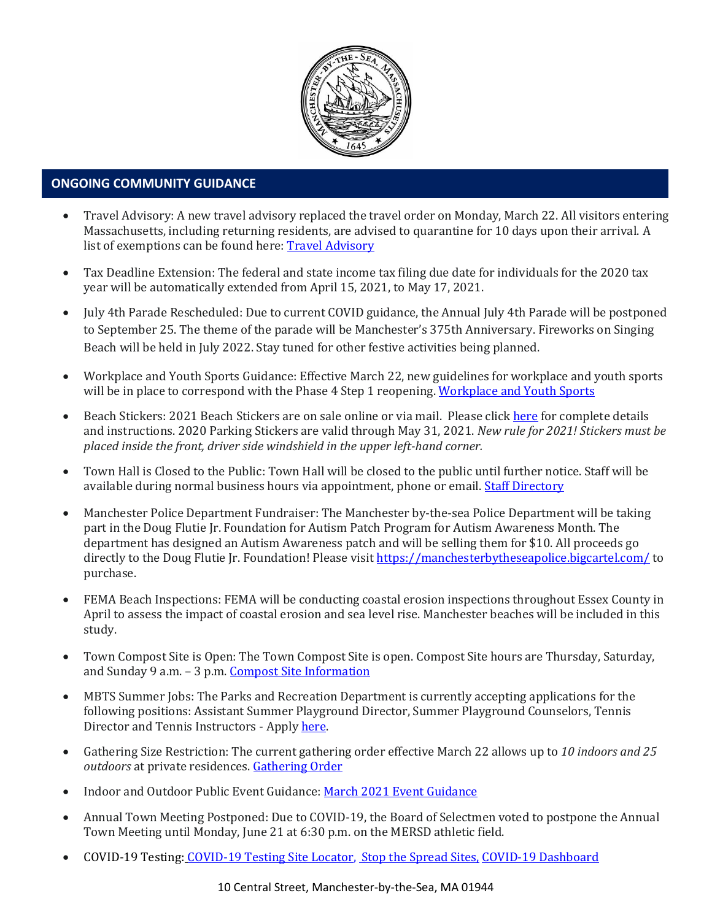## ONGOING COMMUNITY GUIDANCE

- Travel Advisory: A new travel advisory replaced the travel order on Monday, March 22. All visitors entering Massachusetts, including returning residents, are advised to quarantine for 10 days upon their arrival. A list of exemptions can be found here: [Travel Advisory]()
- Tax Deadline Extension: The federal and state income tax filing due date for individuals for the 2020 tax year will be automatically extended from April 15, 2021, to May 17, 2021.
- July 4th Parade Rescheduled: Due to current COVID guidance, the Annual July 4th Parade will be postponed to September 25. The theme of the parade will be Manchester's 375th Anniversary. Fireworks on Singing Beach will be held in July 2022. Stay tuned for other festive activities being planned.
- Workplace and Youth Sports Guidance: Effective March 22, new guidelines for workplace and youth sports will be in place to correspond with the Phase 4 Step 1 reopening. [Workplace and Youth Sports]()
- Beach Stickers: 2021 Beach Stickers are on sale online or via mail. Please click [here]() for complete details and instructions. 2020 Parking Stickers are valid through May 31, 2021. *New rule for 2021! Stickers must be placed inside the front, driver side windshield in the upper left-hand corner.*
- Town Hall is Closed to the Public: Town Hall will be closed to the public until further notice. Staff will be available during normal business hours via appointment, phone or email. [Staff Directory]()
- Manchester Police Department Fundraiser: The Manchester by-the-sea Police Department will be taking part in the Doug Flutie Jr. Foundation for Autism Patch Program for Autism Awareness Month. The department has designed an Autism Awareness patch and will be selling them for $10. All proceeds go directly to the Doug Flutie Jr. Foundation! Please visit https://manchesterbytheseapolice.bigcartel.com/ to purchase.
- FEMA Beach Inspections: FEMA will be conducting coastal erosion inspections throughout Essex County in April to assess the impact of coastal erosion and sea level rise. Manchester beaches will be included in this study.
- Town Compost Site is Open: The Town Compost Site is open. Compost Site hours are Thursday, Saturday, and Sunday 9 a.m. – 3 p.m. [Compost Site Information]()
- MBTS Summer Jobs: The Parks and Recreation Department is currently accepting applications for the following positions: Assistant Summer Playground Director, Summer Playground Counselors, Tennis Director and Tennis Instructors - Apply [here]().
- Gathering Size Restriction: The current gathering order effective March 22 allows up to *10 indoors and 25 outdoors* at private residences. [Gathering Order]()
- Indoor and Outdoor Public Event Guidance: [March 2021 Event Guidance]()
- Annual Town Meeting Postponed: Due to COVID-19, the Board of Selectmen voted to postpone the Annual Town Meeting until Monday, June 21 at 6:30 p.m. on the MERSD athletic field.
- COVID-19 Testing: [COVID-19 Testing Site Locator](), [Stop the Spread Sites](), [COVID-19 Dashboard]()

10 Central Street, Manchester-by-the-Sea, MA 01944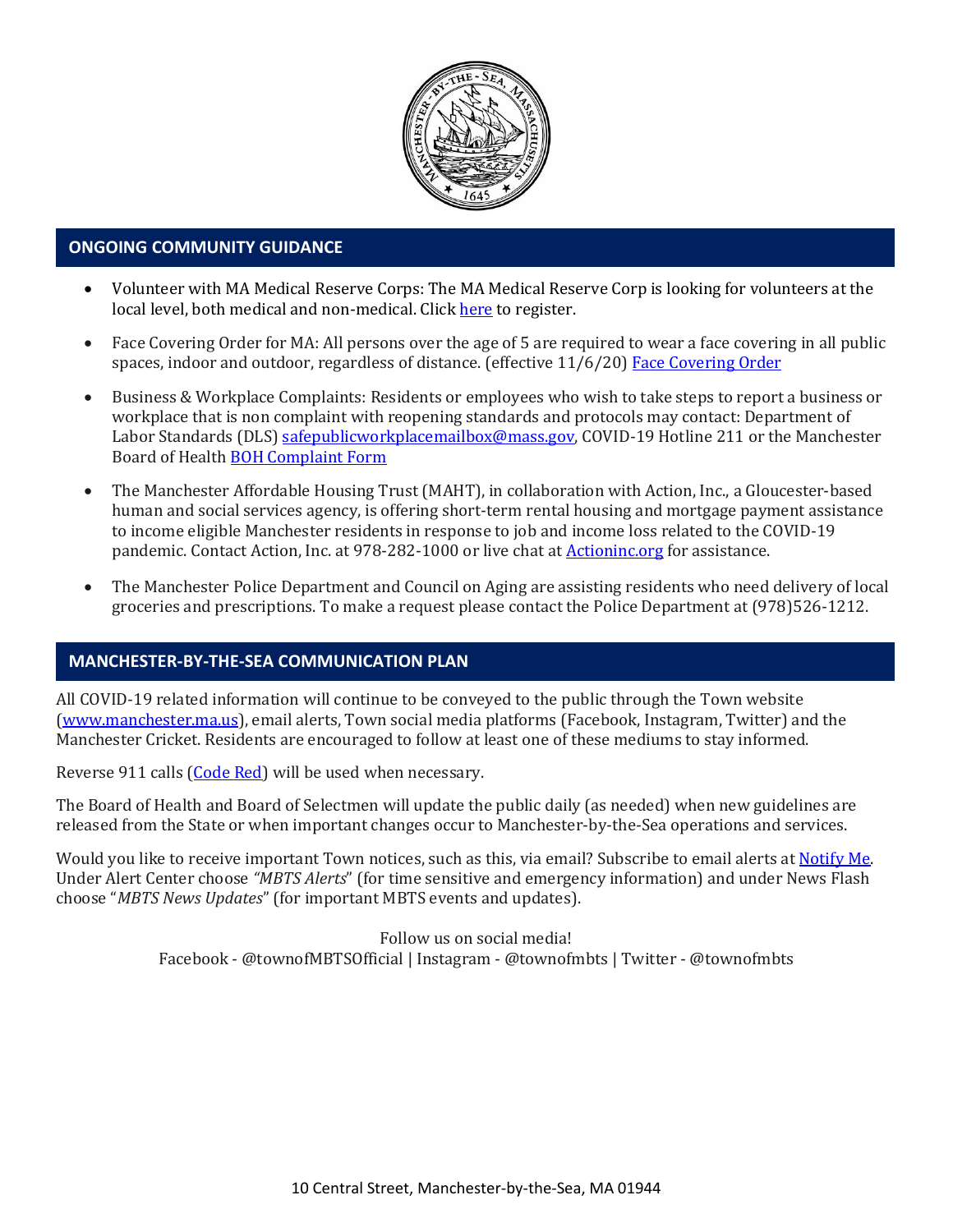## ONGOING COMMUNITY GUIDANCE

- Volunteer with MA Medical Reserve Corps: The MA Medical Reserve Corp is looking for volunteers at the local level, both medical and non-medical. Click here to register.
- Face Covering Order for MA: All persons over the age of 5 are required to wear a face covering in all public spaces, indoor and outdoor, regardless of distance. (effective 11/6/20) Face Covering Order
- Business & Workplace Complaints: Residents or employees who wish to take steps to report a business or workplace that is non complaint with reopening standards and protocols may contact: Department of Labor Standards (DLS) safepublicworkplacemailbox@mass.gov, COVID-19 Hotline 211 or the Manchester Board of Health BOH Complaint Form
- The Manchester Affordable Housing Trust (MAHT), in collaboration with Action, Inc., a Gloucester-based human and social services agency, is offering short-term rental housing and mortgage payment assistance to income eligible Manchester residents in response to job and income loss related to the COVID-19 pandemic. Contact Action, Inc. at 978-282-1000 or live chat at Actioninc.org for assistance.
- The Manchester Police Department and Council on Aging are assisting residents who need delivery of local groceries and prescriptions. To make a request please contact the Police Department at (978)526-1212.

## MANCHESTER-BY-THE-SEA COMMUNICATION PLAN

All COVID-19 related information will continue to be conveyed to the public through the Town website (www.manchester.ma.us), email alerts, Town social media platforms (Facebook, Instagram, Twitter) and the Manchester Cricket. Residents are encouraged to follow at least one of these mediums to stay informed.

Reverse 911 calls (Code Red) will be used when necessary.

The Board of Health and Board of Selectmen will update the public daily (as needed) when new guidelines are released from the State or when important changes occur to Manchester-by-the-Sea operations and services.

Would you like to receive important Town notices, such as this, via email? Subscribe to email alerts at Notify Me. Under Alert Center choose *"MBTS Alerts*" (for time sensitive and emergency information) and under News Flash choose "*MBTS News Updates*" (for important MBTS events and updates).

Follow us on social media!
Facebook - @townofMBTSOfficial | Instagram - @townofmbts | Twitter - @townofmbts

10 Central Street, Manchester-by-the-Sea, MA 01944